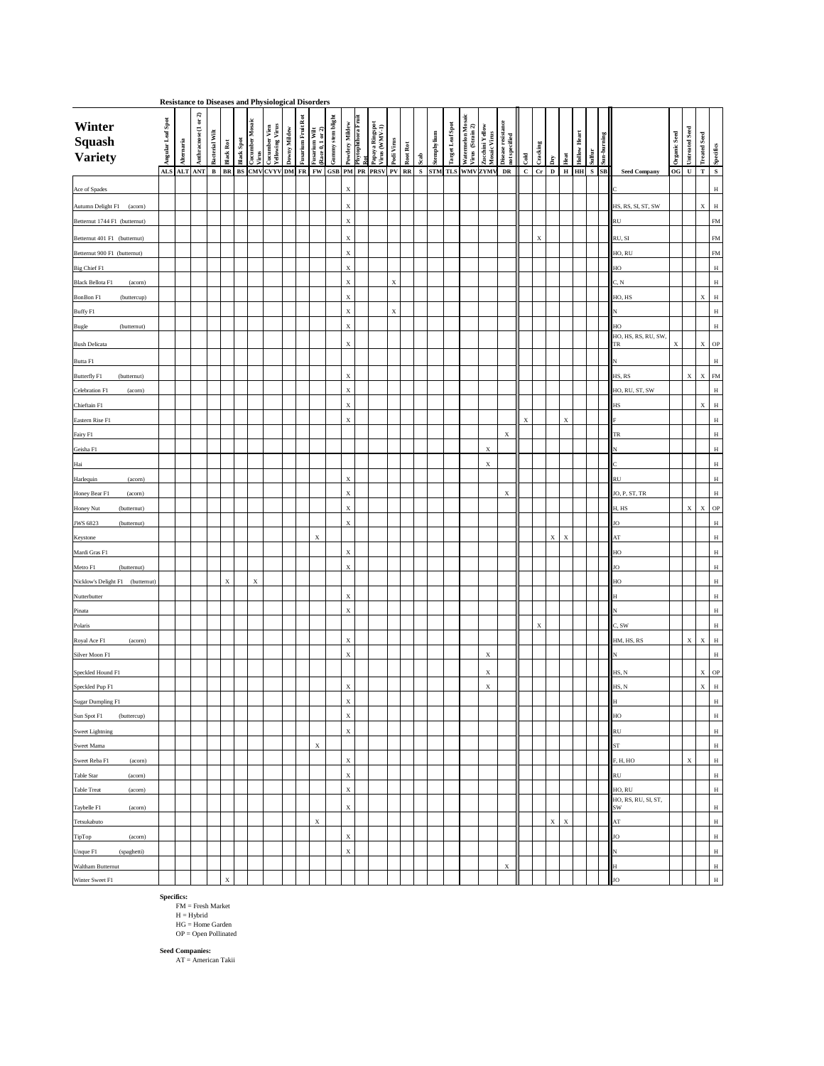**Resistance to Diseases and Physiological Disorders**

| Winter Squash Variety | Angular Leaf Spot ALS | Alternaria ALT | Anthracnose (1 or 2) ANT | Bacterial Wilt B | Black Rot BR | Black Spot BS | Cucumber Mosaic Virus CMV | Cucumber Vien Yellowing Virus CVYV | Downy Mildew DM | Fusarium Fruit Rot FR | Fusarium Wilt (Race 0, 1 or 2) FW | Gummy stem blight GSB | Powdery Mildew PM | Phytophthora Fruit Rot PR | Papaya Ringspot Virus (WMV-1) PRSV | Podi Virus PV | Root Rot RR | Scab S | Stemphylium STM | Target Leaf Spot TLS | Watermelon Mosaic Virus (Strain 2) WMV | Zucchini Yellow Mosaic Virus ZYMV | Disease resistance not specified DR | Cold C | Cracking Cr | Dry D | Heat H | Hollow Heart HH | Sulfur S | Sun-burning SB | Seed Company | Organic Seed OG | Untreated Seed U | Treated Seed T | Specifics S |
|---|---|---|---|---|---|---|---|---|---|---|---|---|---|---|---|---|---|---|---|---|---|---|---|---|---|---|---|---|---|---|---|---|---|---|---|
| Ace of Spades | | | | | | | | | | | | | X | | | | | | | | | | | | | | | | | | C | | | | H |
| Autumn Delight F1 (acorn) | | | | | | | | | | | | | X | | | | | | | | | | | | | | | | | | HS, RS, SI, ST, SW | | | X | H |
| Betternut 1744 F1 (butternut) | | | | | | | | | | | | | X | | | | | | | | | | | | | | | | | | RU | | | | FM |
| Betternut 401 F1 (butternut) | | | | | | | | | | | | | X | | | | | | | | | | | | X | | | | | | RU, SI | | | | FM |
| Betternut 900 F1 (butternut) | | | | | | | | | | | | | X | | | | | | | | | | | | | | | | | | HO, RU | | | | FM |
| Big Chief F1 | | | | | | | | | | | | | X | | | | | | | | | | | | | | | | | | HO | | | | H |
| Black Bellota F1 (acorn) | | | | | | | | | | | | | X | | | X | | | | | | | | | | | | | | | C, N | | | | H |
| BonBon F1 (buttercup) | | | | | | | | | | | | | X | | | | | | | | | | | | | | | | | | HO, HS | | | X | H |
| Buffy F1 | | | | | | | | | | | | | X | | | X | | | | | | | | | | | | | | | N | | | | H |
| Bugle (butternut) | | | | | | | | | | | | | X | | | | | | | | | | | | | | | | | | HO | | | | H |
| Bush Delicata | | | | | | | | | | | | | X | | | | | | | | | | | | | | | | | | HO, HS, RS, RU, SW, TR | X | | X | OP |
| Butta F1 | | | | | | | | | | | | | | | | | | | | | | | | | | | | | | | N | | | | H |
| Butterfly F1 (butternut) | | | | | | | | | | | | | X | | | | | | | | | | | | | | | | | | HS, RS | | X | X | FM |
| Celebration F1 (acorn) | | | | | | | | | | | | | X | | | | | | | | | | | | | | | | | | HO, RU, ST, SW | | | | H |
| Chieftain F1 | | | | | | | | | | | | | X | | | | | | | | | | | | | | | | | | HS | | | X | H |
| Eastern Rise F1 | | | | | | | | | | | | | X | | | | | | | | | | | X | | | X | | | | F | | | | H |
| Fairy F1 | | | | | | | | | | | | | | | | | | | | | | | X | | | | | | | | TR | | | | H |
| Geisha F1 | | | | | | | | | | | | | | | | | | | | | | X | | | | | | | | | N | | | | H |
| Hai | | | | | | | | | | | | | | | | | | | | | | X | | | | | | | | | C | | | | H |
| Harlequin (acorn) | | | | | | | | | | | | | X | | | | | | | | | | | | | | | | | | RU | | | | H |
| Honey Bear F1 (acorn) | | | | | | | | | | | | | X | | | | | | | | | | X | | | | | | | | JO, P, ST, TR | | | | H |
| Honey Nut (butternut) | | | | | | | | | | | | | X | | | | | | | | | | | | | | | | | | H, HS | | X | X | OP |
| JWS 6823 (butternut) | | | | | | | | | | | | | X | | | | | | | | | | | | | | | | | | JO | | | | H |
| Keystone | | | | | | | | | | | X | | | | | | | | | | | | | | | X | X | | | | AT | | | | H |
| Mardi Gras F1 | | | | | | | | | | | | | X | | | | | | | | | | | | | | | | | | HO | | | | H |
| Metro F1 (butternut) | | | | | | | | | | | | | X | | | | | | | | | | | | | | | | | | JO | | | | H |
| Nicklow's Delight F1 (butternut) | | | | | X | | X | | | | | | | | | | | | | | | | | | | | | | | | HO | | | | H |
| Nutterbutter | | | | | | | | | | | | | X | | | | | | | | | | | | | | | | | | H | | | | H |
| Pinata | | | | | | | | | | | | | X | | | | | | | | | | | | | | | | | | N | | | | H |
| Polaris | | | | | | | | | | | | | | | | | | | | | | | | | X | | | | | | C, SW | | | | H |
| Royal Ace F1 (acorn) | | | | | | | | | | | | | X | | | | | | | | | | | | | | | | | | HM, HS, RS | | X | X | H |
| Silver Moon F1 | | | | | | | | | | | | | X | | | | | | | | | X | | | | | | | | | N | | | | H |
| Speckled Hound F1 | | | | | | | | | | | | | | | | | | | | | | X | | | | | | | | | HS, N | | | X | OP |
| Speckled Pup F1 | | | | | | | | | | | | | X | | | | | | | | | X | | | | | | | | | HS, N | | | X | H |
| Sugar Dumpling F1 | | | | | | | | | | | | | X | | | | | | | | | | | | | | | | | | H | | | | H |
| Sun Spot F1 (buttercup) | | | | | | | | | | | | | X | | | | | | | | | | | | | | | | | | HO | | | | H |
| Sweet Lightning | | | | | | | | | | | | | X | | | | | | | | | | | | | | | | | | RU | | | | H |
| Sweet Mama | | | | | | | | | | | X | | | | | | | | | | | | | | | | | | | | ST | | | | H |
| Sweet Reba F1 (acorn) | | | | | | | | | | | | | X | | | | | | | | | | | | | | | | | | F, H, HO | | X | | H |
| Table Star (acorn) | | | | | | | | | | | | | X | | | | | | | | | | | | | | | | | | RU | | | | H |
| Table Treat (acorn) | | | | | | | | | | | | | X | | | | | | | | | | | | | | | | | | HO, RU | | | | H |
| Taybelle F1 (acorn) | | | | | | | | | | | | | X | | | | | | | | | | | | | | | | | | HO, RS, RU, SI, ST, SW | | | | H |
| Tetsukabuto | | | | | | | | | | | X | | | | | | | | | | | | | | | X | X | | | | AT | | | | H |
| TipTop (acorn) | | | | | | | | | | | | | X | | | | | | | | | | | | | | | | | | JO | | | | H |
| Unque F1 (spaghetti) | | | | | | | | | | | | | X | | | | | | | | | | | | | | | | | | N | | | | H |
| Waltham Butternut | | | | | | | | | | | | | | | | | | | | | | | X | | | | | | | | H | | | | H |
| Winter Sweet F1 | | | | | X | | | | | | | | | | | | | | | | | | | | | | | | | | JO | | | | H |

**Specifics:**
FM = Fresh Market
H = Hybrid
HG = Home Garden
OP = Open Pollinated

**Seed Companies:**
AT = American Takii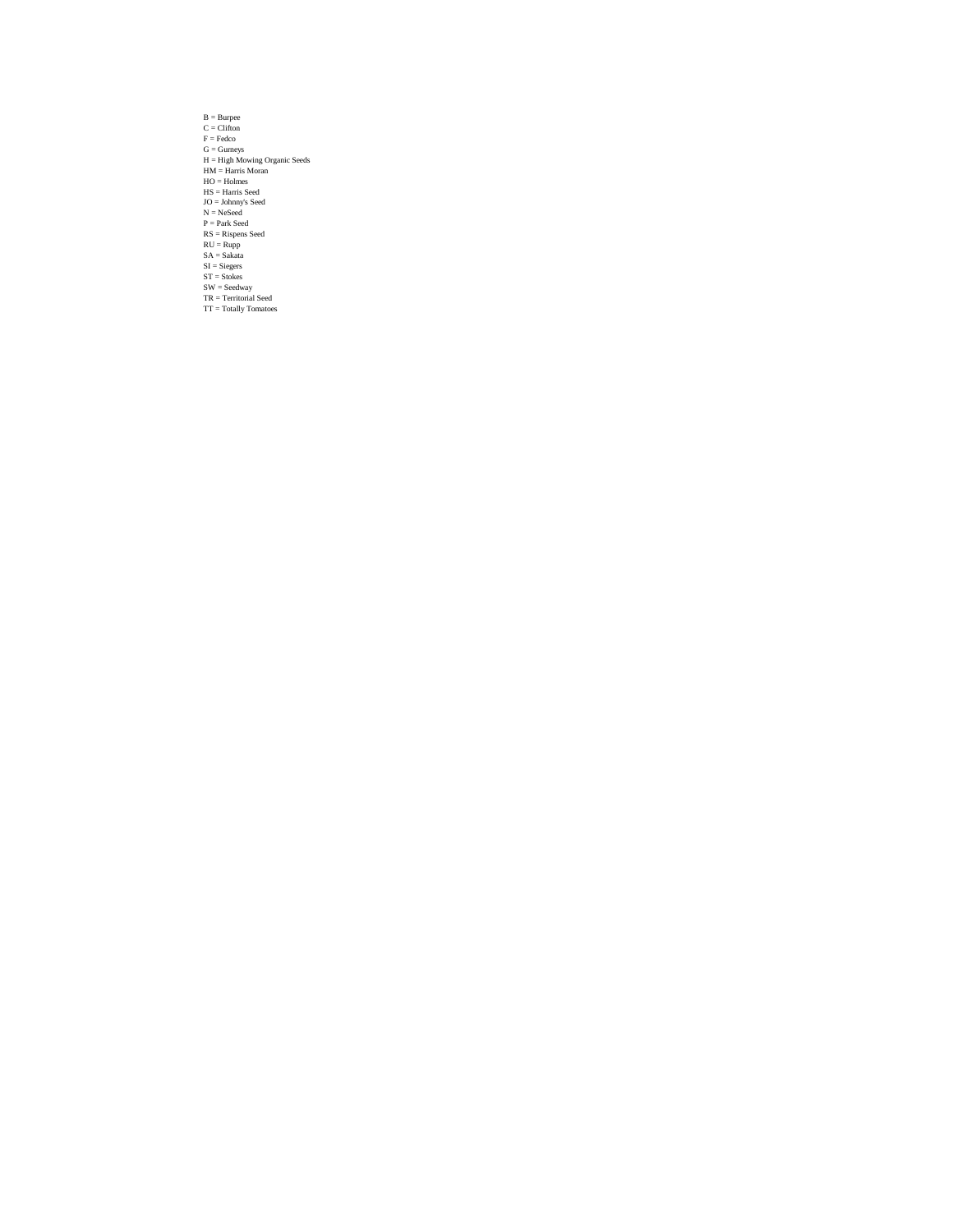B = Burpee
C = Clifton
F = Fedco
G = Gurneys
H = High Mowing Organic Seeds
HM = Harris Moran
HO = Holmes
HS = Harris Seed
JO = Johnny's Seed
N = NeSeed
P = Park Seed
RS = Rispens Seed
RU = Rupp
SA = Sakata
SI = Siegers
ST = Stokes
SW = Seedway
TR = Territorial Seed
TT = Totally Tomatoes